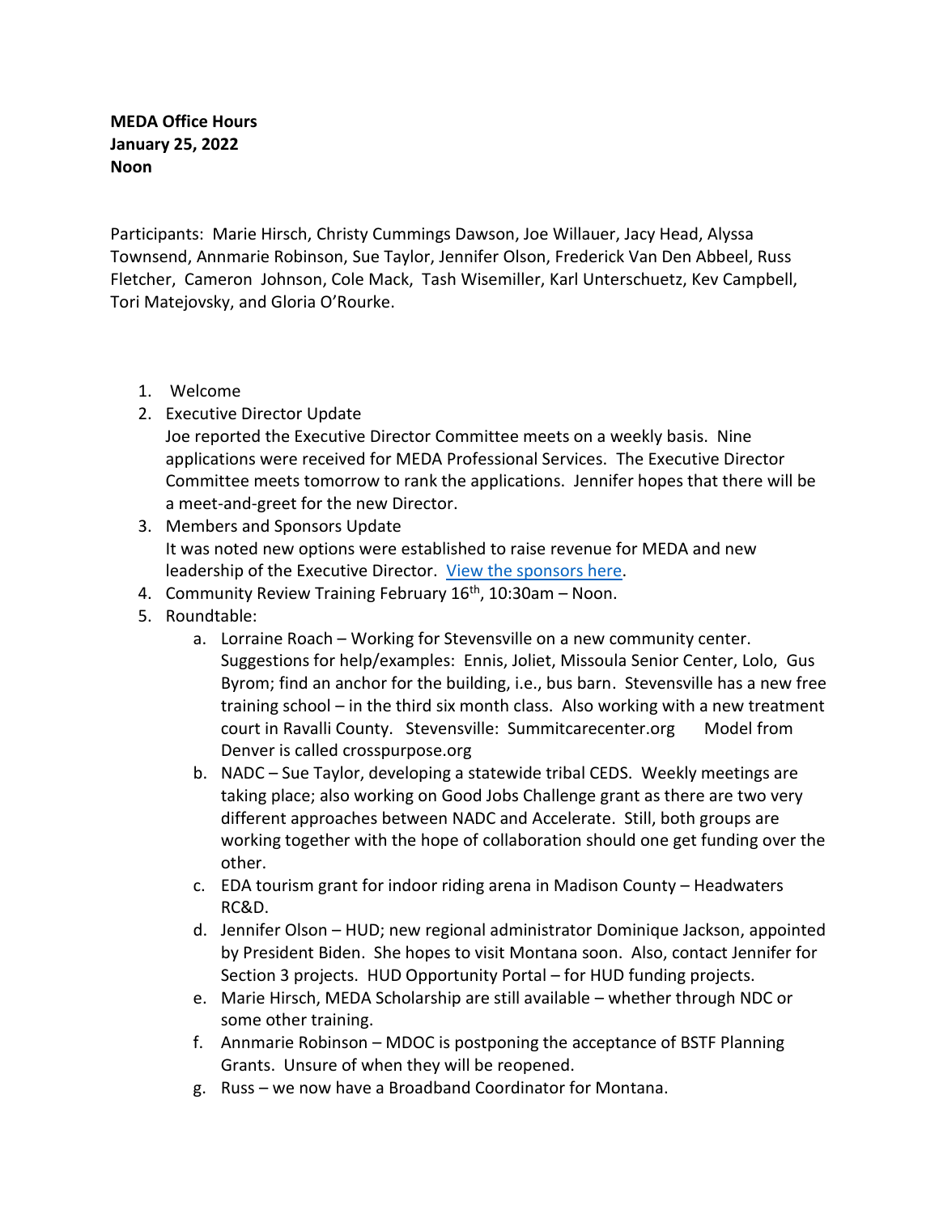**MEDA Office Hours**
**January 25, 2022**
**Noon**

Participants: Marie Hirsch, Christy Cummings Dawson, Joe Willauer, Jacy Head, Alyssa Townsend, Annmarie Robinson, Sue Taylor, Jennifer Olson, Frederick Van Den Abbeel, Russ Fletcher, Cameron Johnson, Cole Mack, Tash Wisemiller, Karl Unterschuetz, Kev Campbell, Tori Matejovsky, and Gloria O'Rourke.

1. Welcome
2. Executive Director Update
   Joe reported the Executive Director Committee meets on a weekly basis. Nine applications were received for MEDA Professional Services. The Executive Director Committee meets tomorrow to rank the applications. Jennifer hopes that there will be a meet-and-greet for the new Director.
3. Members and Sponsors Update
   It was noted new options were established to raise revenue for MEDA and new leadership of the Executive Director. View the sponsors here.
4. Community Review Training February 16th, 10:30am – Noon.
5. Roundtable:
   a. Lorraine Roach – Working for Stevensville on a new community center. Suggestions for help/examples: Ennis, Joliet, Missoula Senior Center, Lolo, Gus Byrom; find an anchor for the building, i.e., bus barn. Stevensville has a new free training school – in the third six month class. Also working with a new treatment court in Ravalli County. Stevensville: Summitcarecenter.org Model from Denver is called crosspurpose.org
   b. NADC – Sue Taylor, developing a statewide tribal CEDS. Weekly meetings are taking place; also working on Good Jobs Challenge grant as there are two very different approaches between NADC and Accelerate. Still, both groups are working together with the hope of collaboration should one get funding over the other.
   c. EDA tourism grant for indoor riding arena in Madison County – Headwaters RC&D.
   d. Jennifer Olson – HUD; new regional administrator Dominique Jackson, appointed by President Biden. She hopes to visit Montana soon. Also, contact Jennifer for Section 3 projects. HUD Opportunity Portal – for HUD funding projects.
   e. Marie Hirsch, MEDA Scholarship are still available – whether through NDC or some other training.
   f. Annmarie Robinson – MDOC is postponing the acceptance of BSTF Planning Grants. Unsure of when they will be reopened.
   g. Russ – we now have a Broadband Coordinator for Montana.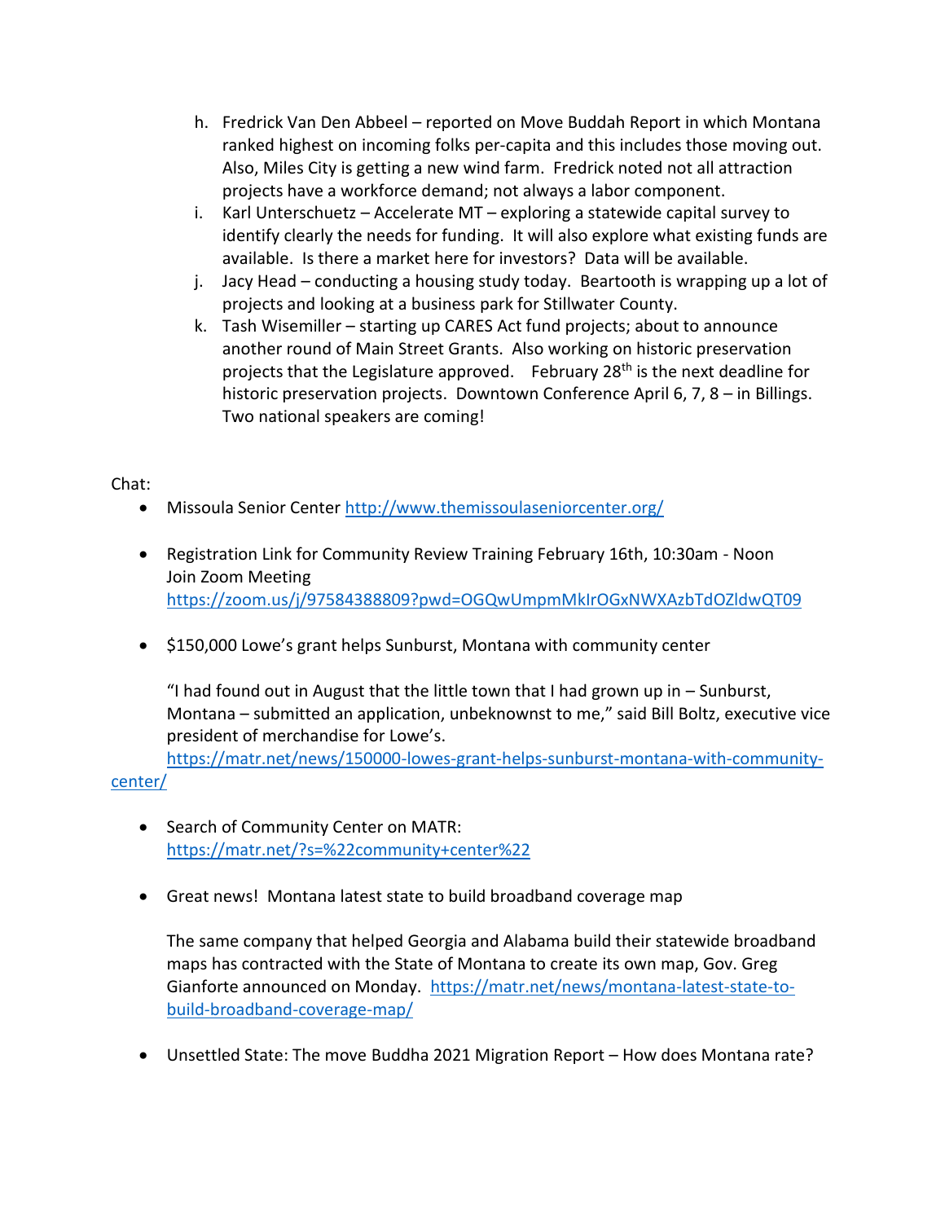h. Fredrick Van Den Abbeel – reported on Move Buddah Report in which Montana ranked highest on incoming folks per-capita and this includes those moving out. Also, Miles City is getting a new wind farm. Fredrick noted not all attraction projects have a workforce demand; not always a labor component.
i. Karl Unterschuetz – Accelerate MT – exploring a statewide capital survey to identify clearly the needs for funding. It will also explore what existing funds are available. Is there a market here for investors? Data will be available.
j. Jacy Head – conducting a housing study today. Beartooth is wrapping up a lot of projects and looking at a business park for Stillwater County.
k. Tash Wisemiller – starting up CARES Act fund projects; about to announce another round of Main Street Grants. Also working on historic preservation projects that the Legislature approved. February 28th is the next deadline for historic preservation projects. Downtown Conference April 6, 7, 8 – in Billings. Two national speakers are coming!

Chat:

- Missoula Senior Center http://www.themissoulaseniorcenter.org/

- Registration Link for Community Review Training February 16th, 10:30am - Noon
  Join Zoom Meeting
  https://zoom.us/j/97584388809?pwd=OGQwUmpmMklrOGxNWXAzbTdOZldwQT09

- $150,000 Lowe's grant helps Sunburst, Montana with community center

  "I had found out in August that the little town that I had grown up in – Sunburst, Montana – submitted an application, unbeknownst to me," said Bill Boltz, executive vice president of merchandise for Lowe's.
  https://matr.net/news/150000-lowes-grant-helps-sunburst-montana-with-community-center/

- Search of Community Center on MATR:
  https://matr.net/?s=%22community+center%22

- Great news! Montana latest state to build broadband coverage map

  The same company that helped Georgia and Alabama build their statewide broadband maps has contracted with the State of Montana to create its own map, Gov. Greg Gianforte announced on Monday. https://matr.net/news/montana-latest-state-to-build-broadband-coverage-map/

- Unsettled State: The move Buddha 2021 Migration Report – How does Montana rate?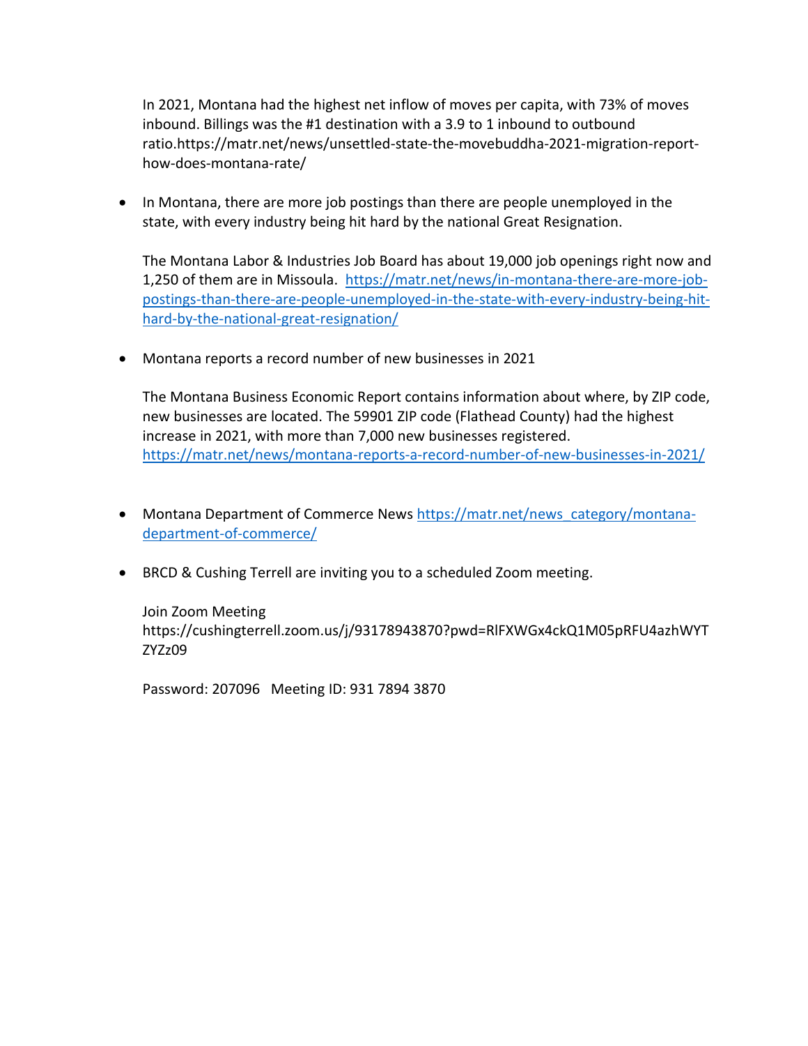In 2021, Montana had the highest net inflow of moves per capita, with 73% of moves inbound. Billings was the #1 destination with a 3.9 to 1 inbound to outbound ratio.https://matr.net/news/unsettled-state-the-movebuddha-2021-migration-report-how-does-montana-rate/

- In Montana, there are more job postings than there are people unemployed in the state, with every industry being hit hard by the national Great Resignation.

  The Montana Labor & Industries Job Board has about 19,000 job openings right now and 1,250 of them are in Missoula. https://matr.net/news/in-montana-there-are-more-job-postings-than-there-are-people-unemployed-in-the-state-with-every-industry-being-hit-hard-by-the-national-great-resignation/

- Montana reports a record number of new businesses in 2021

  The Montana Business Economic Report contains information about where, by ZIP code, new businesses are located. The 59901 ZIP code (Flathead County) had the highest increase in 2021, with more than 7,000 new businesses registered. https://matr.net/news/montana-reports-a-record-number-of-new-businesses-in-2021/

- Montana Department of Commerce News https://matr.net/news_category/montana-department-of-commerce/

- BRCD & Cushing Terrell are inviting you to a scheduled Zoom meeting.

  Join Zoom Meeting
  https://cushingterrell.zoom.us/j/93178943870?pwd=RlFXWGx4ckQ1M05pRFU4azhWYTZYZz09

  Password: 207096   Meeting ID: 931 7894 3870